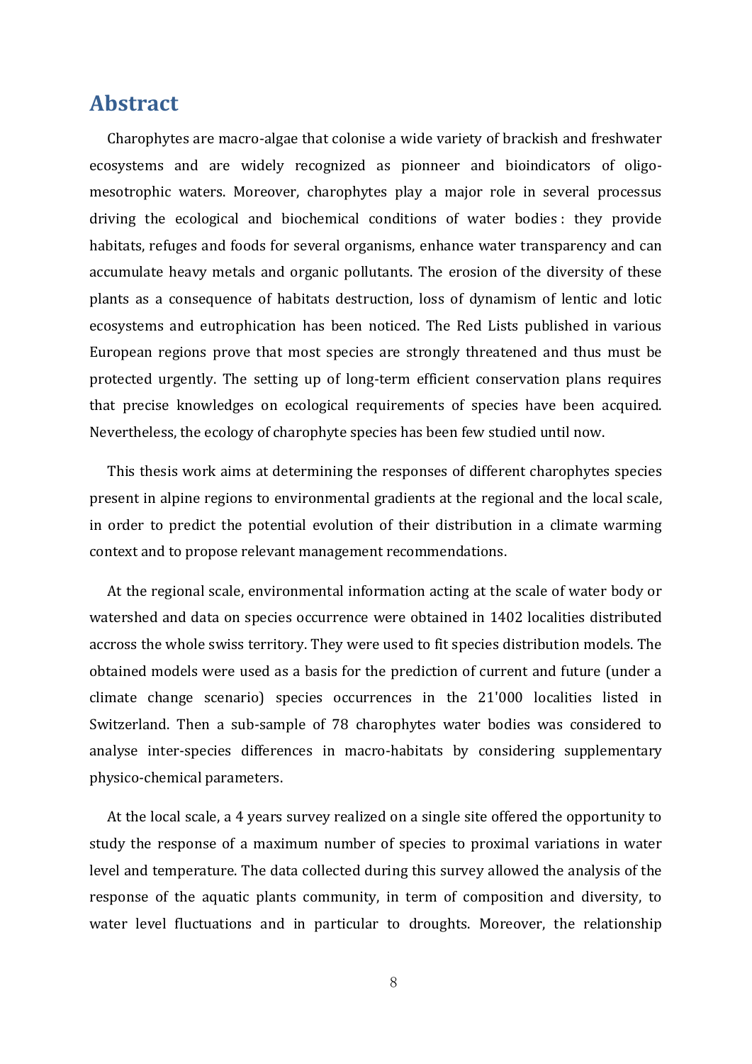# Abstract

Charophytes are macro-algae that colonise a wide variety of brackish and freshwater ecosystems and are widely recognized as pionneer and bioindicators of oligo-mesotrophic waters. Moreover, charophytes play a major role in several processus driving the ecological and biochemical conditions of water bodies : they provide habitats, refuges and foods for several organisms, enhance water transparency and can accumulate heavy metals and organic pollutants. The erosion of the diversity of these plants as a consequence of habitats destruction, loss of dynamism of lentic and lotic ecosystems and eutrophication has been noticed. The Red Lists published in various European regions prove that most species are strongly threatened and thus must be protected urgently. The setting up of long-term efficient conservation plans requires that precise knowledges on ecological requirements of species have been acquired. Nevertheless, the ecology of charophyte species has been few studied until now.

This thesis work aims at determining the responses of different charophytes species present in alpine regions to environmental gradients at the regional and the local scale, in order to predict the potential evolution of their distribution in a climate warming context and to propose relevant management recommendations.

At the regional scale, environmental information acting at the scale of water body or watershed and data on species occurrence were obtained in 1402 localities distributed accross the whole swiss territory. They were used to fit species distribution models. The obtained models were used as a basis for the prediction of current and future (under a climate change scenario) species occurrences in the 21'000 localities listed in Switzerland. Then a sub-sample of 78 charophytes water bodies was considered to analyse inter-species differences in macro-habitats by considering supplementary physico-chemical parameters.

At the local scale, a 4 years survey realized on a single site offered the opportunity to study the response of a maximum number of species to proximal variations in water level and temperature. The data collected during this survey allowed the analysis of the response of the aquatic plants community, in term of composition and diversity, to water level fluctuations and in particular to droughts. Moreover, the relationship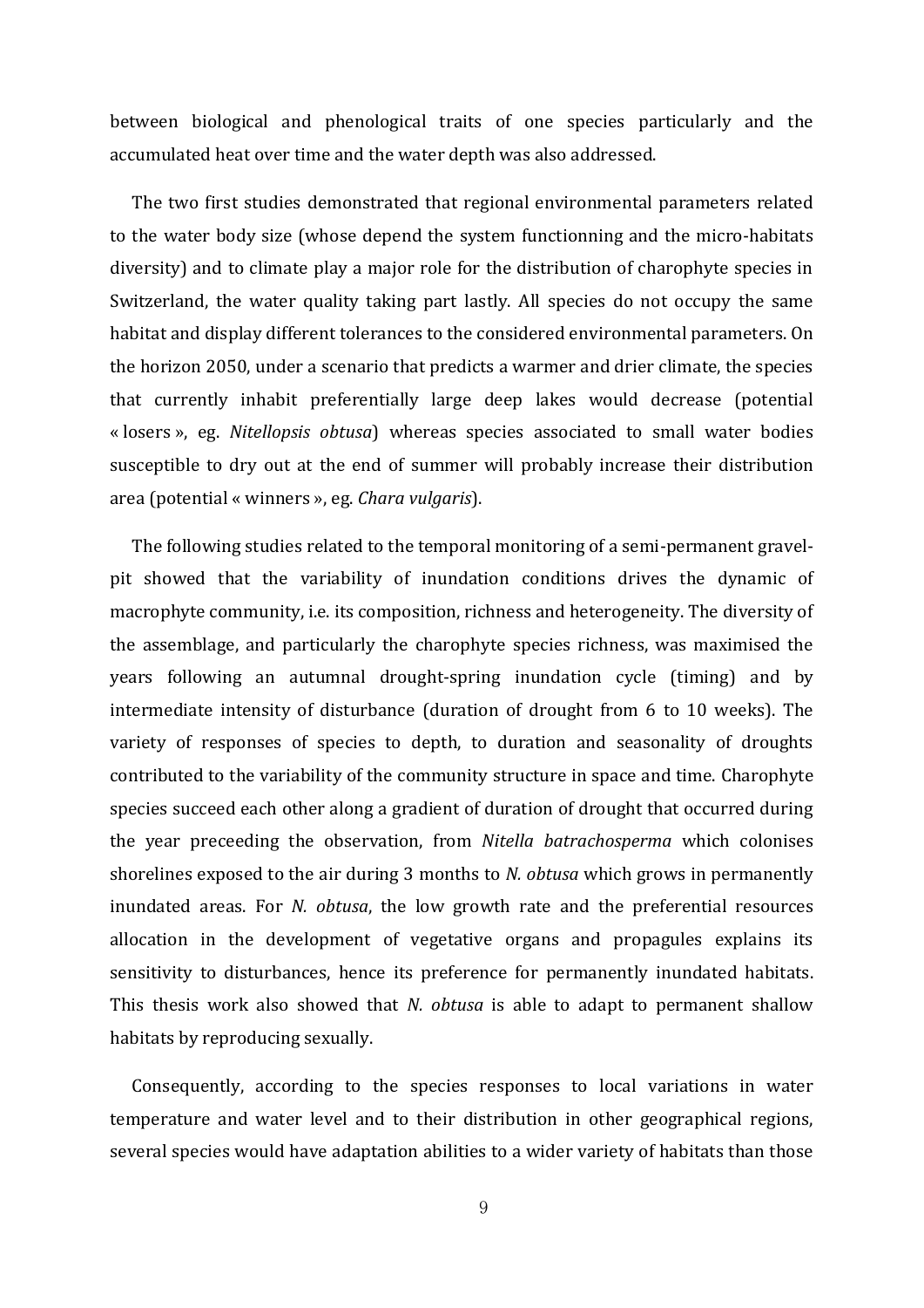between biological and phenological traits of one species particularly and the accumulated heat over time and the water depth was also addressed.

The two first studies demonstrated that regional environmental parameters related to the water body size (whose depend the system functionning and the micro-habitats diversity) and to climate play a major role for the distribution of charophyte species in Switzerland, the water quality taking part lastly. All species do not occupy the same habitat and display different tolerances to the considered environmental parameters. On the horizon 2050, under a scenario that predicts a warmer and drier climate, the species that currently inhabit preferentially large deep lakes would decrease (potential « losers », eg. *Nitellopsis obtusa*) whereas species associated to small water bodies susceptible to dry out at the end of summer will probably increase their distribution area (potential « winners », eg. *Chara vulgaris*).

The following studies related to the temporal monitoring of a semi-permanent gravel-pit showed that the variability of inundation conditions drives the dynamic of macrophyte community, i.e. its composition, richness and heterogeneity. The diversity of the assemblage, and particularly the charophyte species richness, was maximised the years following an autumnal drought-spring inundation cycle (timing) and by intermediate intensity of disturbance (duration of drought from 6 to 10 weeks). The variety of responses of species to depth, to duration and seasonality of droughts contributed to the variability of the community structure in space and time. Charophyte species succeed each other along a gradient of duration of drought that occurred during the year preceeding the observation, from *Nitella batrachosperma* which colonises shorelines exposed to the air during 3 months to *N. obtusa* which grows in permanently inundated areas. For *N. obtusa*, the low growth rate and the preferential resources allocation in the development of vegetative organs and propagules explains its sensitivity to disturbances, hence its preference for permanently inundated habitats. This thesis work also showed that *N. obtusa* is able to adapt to permanent shallow habitats by reproducing sexually.

Consequently, according to the species responses to local variations in water temperature and water level and to their distribution in other geographical regions, several species would have adaptation abilities to a wider variety of habitats than those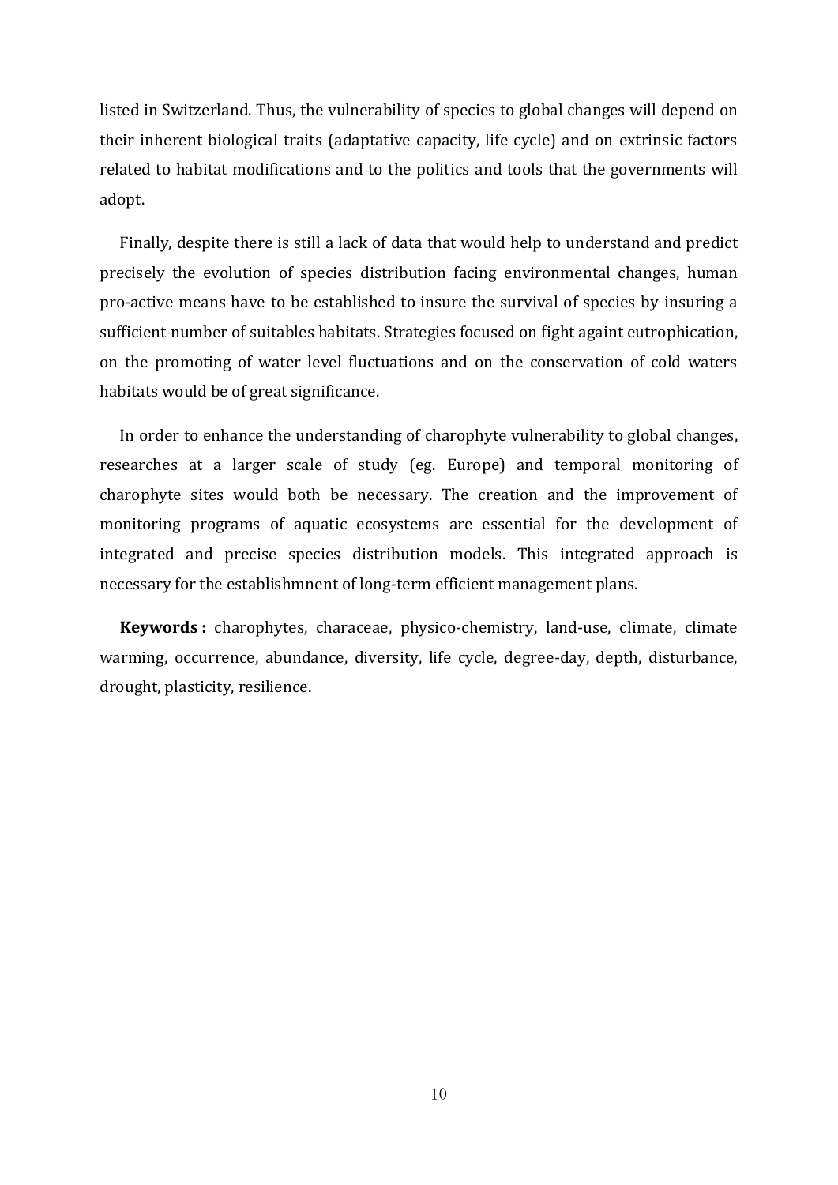listed in Switzerland. Thus, the vulnerability of species to global changes will depend on their inherent biological traits (adaptative capacity, life cycle) and on extrinsic factors related to habitat modifications and to the politics and tools that the governments will adopt.

Finally, despite there is still a lack of data that would help to understand and predict precisely the evolution of species distribution facing environmental changes, human pro-active means have to be established to insure the survival of species by insuring a sufficient number of suitables habitats. Strategies focused on fight againt eutrophication, on the promoting of water level fluctuations and on the conservation of cold waters habitats would be of great significance.

In order to enhance the understanding of charophyte vulnerability to global changes, researches at a larger scale of study (eg. Europe) and temporal monitoring of charophyte sites would both be necessary. The creation and the improvement of monitoring programs of aquatic ecosystems are essential for the development of integrated and precise species distribution models. This integrated approach is necessary for the establishmnent of long-term efficient management plans.

**Keywords :** charophytes, characeae, physico-chemistry, land-use, climate, climate warming, occurrence, abundance, diversity, life cycle, degree-day, depth, disturbance, drought, plasticity, resilience.